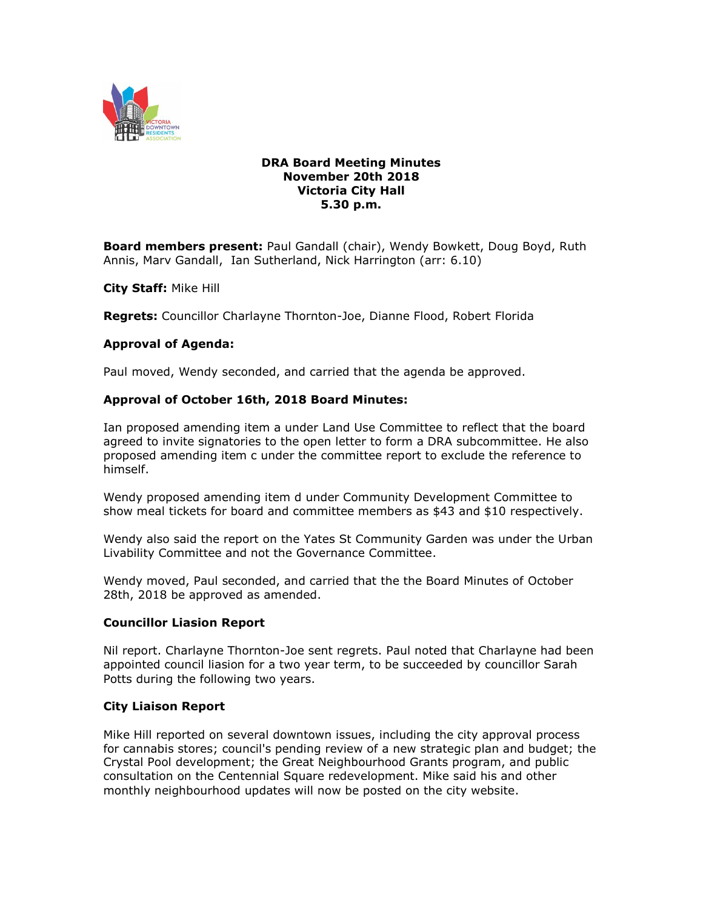**DRA Board Meeting Minutes**
**November 20th 2018**
**Victoria City Hall**
**5.30 p.m.**

**Board members present:** Paul Gandall (chair), Wendy Bowkett, Doug Boyd, Ruth Annis, Marv Gandall, Ian Sutherland, Nick Harrington (arr: 6.10)

**City Staff:** Mike Hill

**Regrets:** Councillor Charlayne Thornton-Joe, Dianne Flood, Robert Florida

### Approval of Agenda:

Paul moved, Wendy seconded, and carried that the agenda be approved.

### Approval of October 16th, 2018 Board Minutes:

Ian proposed amending item a under Land Use Committee to reflect that the board agreed to invite signatories to the open letter to form a DRA subcommittee. He also proposed amending item c under the committee report to exclude the reference to himself.

Wendy proposed amending item d under Community Development Committee to show meal tickets for board and committee members as $43 and $10 respectively.

Wendy also said the report on the Yates St Community Garden was under the Urban Livability Committee and not the Governance Committee.

Wendy moved, Paul seconded, and carried that the the Board Minutes of October 28th, 2018 be approved as amended.

### Councillor Liasion Report

Nil report. Charlayne Thornton-Joe sent regrets. Paul noted that Charlayne had been appointed council liasion for a two year term, to be succeeded by councillor Sarah Potts during the following two years.

### City Liaison Report

Mike Hill reported on several downtown issues, including the city approval process for cannabis stores; council's pending review of a new strategic plan and budget; the Crystal Pool development; the Great Neighbourhood Grants program, and public consultation on the Centennial Square redevelopment. Mike said his and other monthly neighbourhood updates will now be posted on the city website.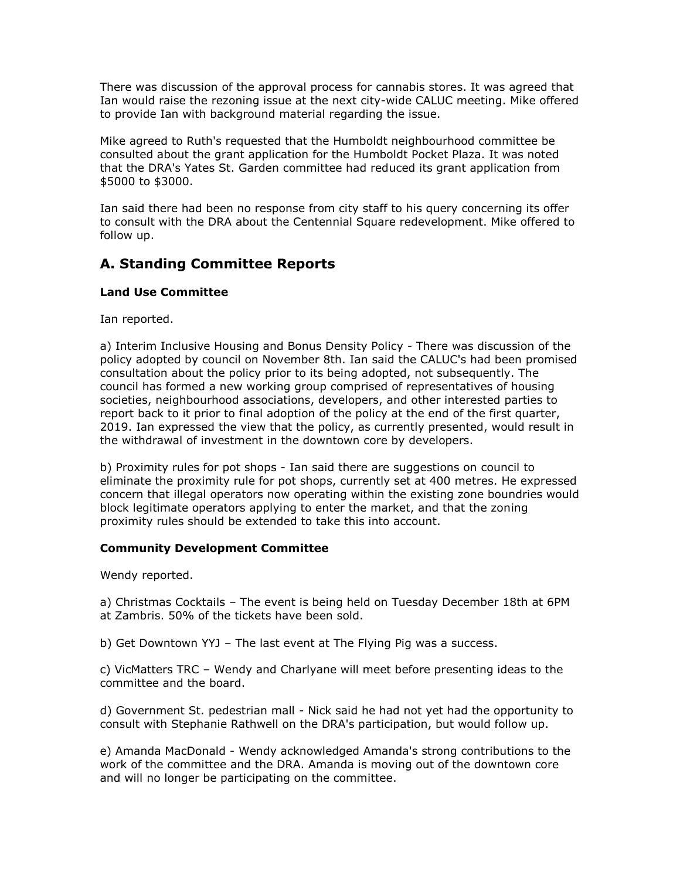There was discussion of the approval process for cannabis stores. It was agreed that Ian would raise the rezoning issue at the next city-wide CALUC meeting. Mike offered to provide Ian with background material regarding the issue.

Mike agreed to Ruth's requested that the Humboldt neighbourhood committee be consulted about the grant application for the Humboldt Pocket Plaza. It was noted that the DRA's Yates St. Garden committee had reduced its grant application from $5000 to $3000.

Ian said there had been no response from city staff to his query concerning its offer to consult with the DRA about the Centennial Square redevelopment. Mike offered to follow up.

## A. Standing Committee Reports

### Land Use Committee

Ian reported.

a) Interim Inclusive Housing and Bonus Density Policy - There was discussion of the policy adopted by council on November 8th. Ian said the CALUC's had been promised consultation about the policy prior to its being adopted, not subsequently. The council has formed a new working group comprised of representatives of housing societies, neighbourhood associations, developers, and other interested parties to report back to it prior to final adoption of the policy at the end of the first quarter, 2019. Ian expressed the view that the policy, as currently presented, would result in the withdrawal of investment in the downtown core by developers.

b) Proximity rules for pot shops - Ian said there are suggestions on council to eliminate the proximity rule for pot shops, currently set at 400 metres. He expressed concern that illegal operators now operating within the existing zone boundries would block legitimate operators applying to enter the market, and that the zoning proximity rules should be extended to take this into account.

### Community Development Committee

Wendy reported.

a) Christmas Cocktails – The event is being held on Tuesday December 18th at 6PM at Zambris. 50% of the tickets have been sold.

b) Get Downtown YYJ – The last event at The Flying Pig was a success.

c) VicMatters TRC – Wendy and Charlyane will meet before presenting ideas to the committee and the board.

d) Government St. pedestrian mall - Nick said he had not yet had the opportunity to consult with Stephanie Rathwell on the DRA's participation, but would follow up.

e) Amanda MacDonald - Wendy acknowledged Amanda's strong contributions to the work of the committee and the DRA. Amanda is moving out of the downtown core and will no longer be participating on the committee.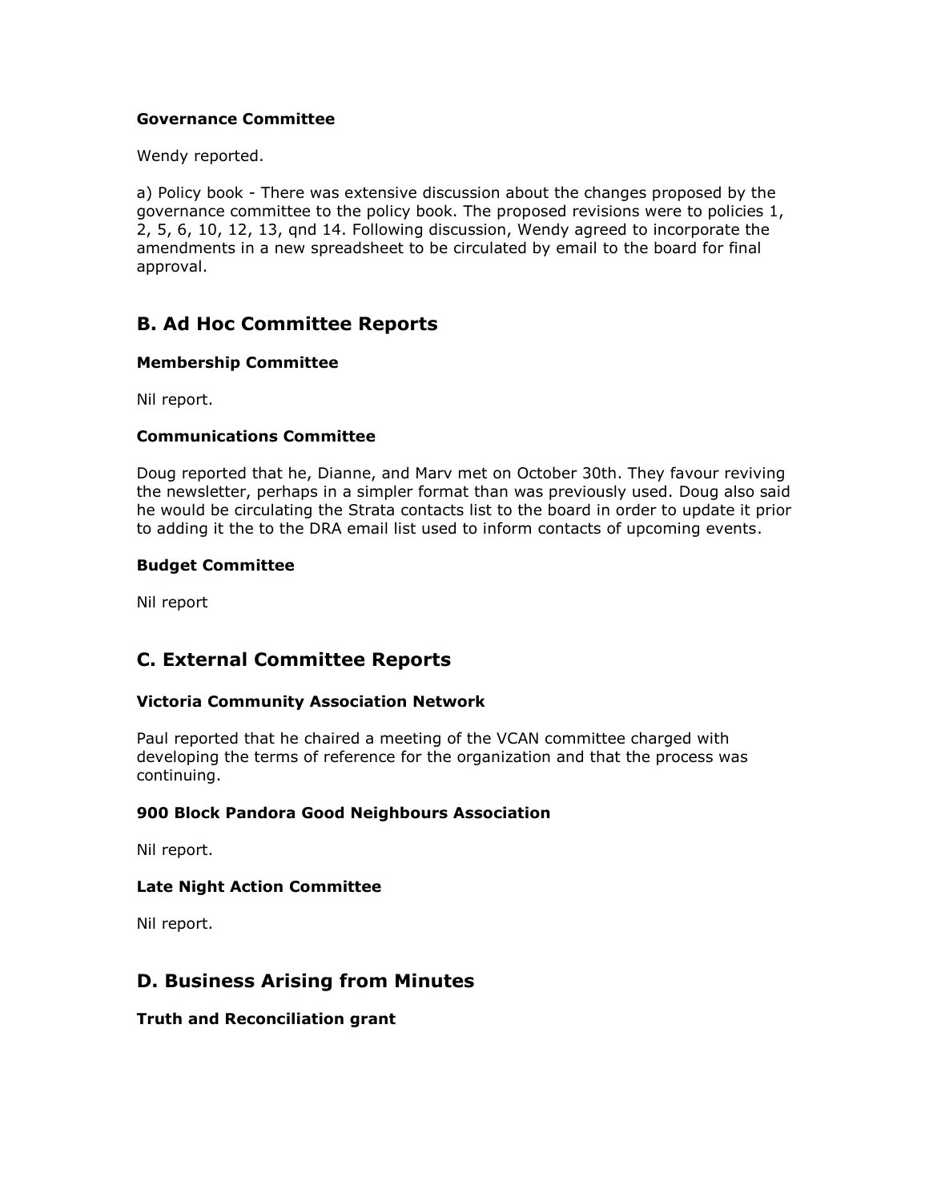**Governance Committee**

Wendy reported.

a) Policy book - There was extensive discussion about the changes proposed by the governance committee to the policy book. The proposed revisions were to policies 1, 2, 5, 6, 10, 12, 13, qnd 14. Following discussion, Wendy agreed to incorporate the amendments in a new spreadsheet to be circulated by email to the board for final approval.

## B. Ad Hoc Committee Reports

**Membership Committee**

Nil report.

**Communications Committee**

Doug reported that he, Dianne, and Marv met on October 30th. They favour reviving the newsletter, perhaps in a simpler format than was previously used. Doug also said he would be circulating the Strata contacts list to the board in order to update it prior to adding it the to the DRA email list used to inform contacts of upcoming events.

**Budget Committee**

Nil report

## C. External Committee Reports

**Victoria Community Association Network**

Paul reported that he chaired a meeting of the VCAN committee charged with developing the terms of reference for the organization and that the process was continuing.

**900 Block Pandora Good Neighbours Association**

Nil report.

**Late Night Action Committee**

Nil report.

## D. Business Arising from Minutes

**Truth and Reconciliation grant**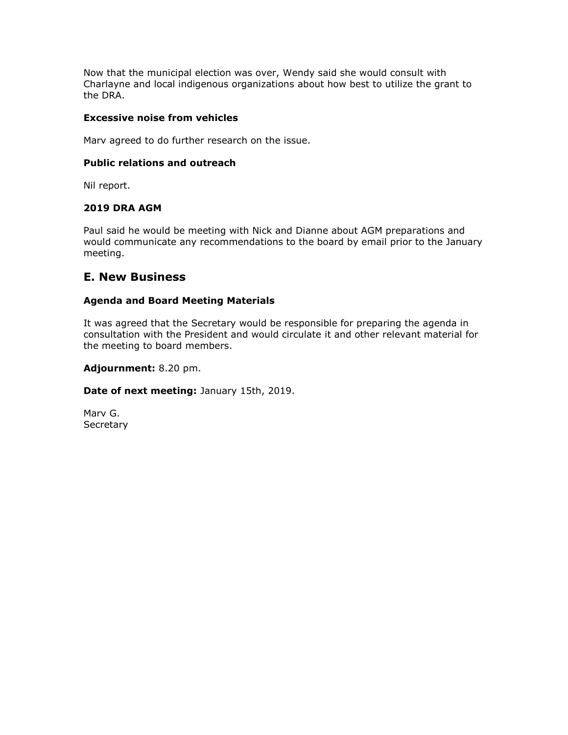Now that the municipal election was over, Wendy said she would consult with Charlayne and local indigenous organizations about how best to utilize the grant to the DRA.

### Excessive noise from vehicles

Marv agreed to do further research on the issue.

### Public relations and outreach

Nil report.

### 2019 DRA AGM

Paul said he would be meeting with Nick and Dianne about AGM preparations and would communicate any recommendations to the board by email prior to the January meeting.

## E. New Business

### Agenda and Board Meeting Materials

It was agreed that the Secretary would be responsible for preparing the agenda in consultation with the President and would circulate it and other relevant material for the meeting to board members.

**Adjournment:** 8.20 pm.

**Date of next meeting:** January 15th, 2019.

Marv G.
Secretary